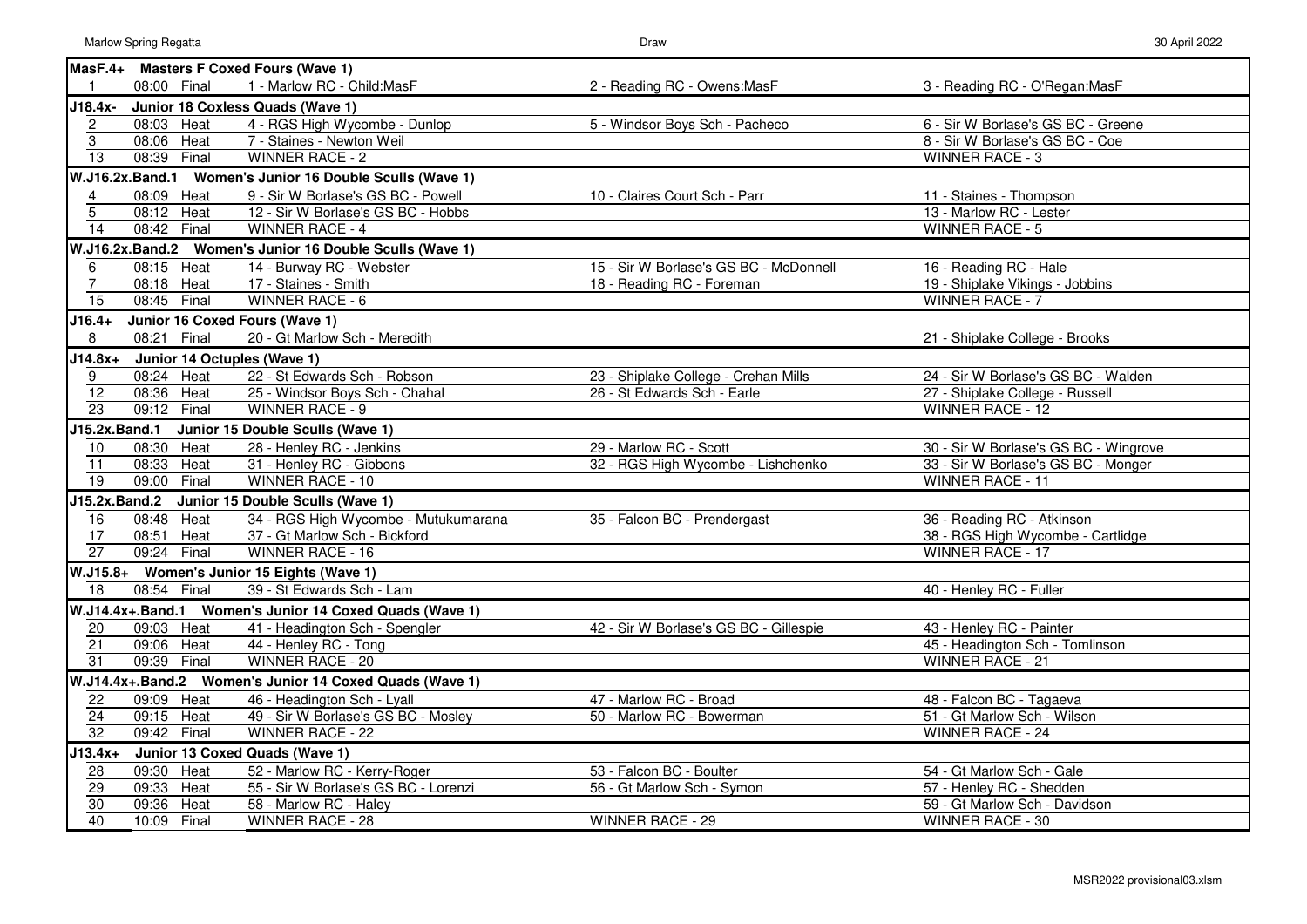| Race | Time | Stage | Crew 1 | Crew 2 | Crew 3 |
|---|---|---|---|---|---|
| **MasF.4+** | **Masters F Coxed Fours (Wave 1)** | | | | |
| 1 | 08:00 | Final | 1 - Marlow RC - Child:MasF | 2 - Reading RC - Owens:MasF | 3 - Reading RC - O'Regan:MasF |
| **J18.4x-** | **Junior 18 Coxless Quads (Wave 1)** | | | | |
| 2 | 08:03 | Heat | 4 - RGS High Wycombe - Dunlop | 5 - Windsor Boys Sch - Pacheco | 6 - Sir W Borlase's GS BC - Greene |
| 3 | 08:06 | Heat | 7 - Staines - Newton Weil | | 8 - Sir W Borlase's GS BC - Coe |
| 13 | 08:39 | Final | WINNER RACE - 2 | | WINNER RACE - 3 |
| **W.J16.2x.Band.1** | **Women's Junior 16 Double Sculls (Wave 1)** | | | | |
| 4 | 08:09 | Heat | 9 - Sir W Borlase's GS BC - Powell | 10 - Claires Court Sch - Parr | 11 - Staines - Thompson |
| 5 | 08:12 | Heat | 12 - Sir W Borlase's GS BC - Hobbs | | 13 - Marlow RC - Lester |
| 14 | 08:42 | Final | WINNER RACE - 4 | | WINNER RACE - 5 |
| **W.J16.2x.Band.2** | **Women's Junior 16 Double Sculls (Wave 1)** | | | | |
| 6 | 08:15 | Heat | 14 - Burway RC - Webster | 15 - Sir W Borlase's GS BC - McDonnell | 16 - Reading RC - Hale |
| 7 | 08:18 | Heat | 17 - Staines - Smith | 18 - Reading RC - Foreman | 19 - Shiplake Vikings - Jobbins |
| 15 | 08:45 | Final | WINNER RACE - 6 | | WINNER RACE - 7 |
| **J16.4+** | **Junior 16 Coxed Fours (Wave 1)** | | | | |
| 8 | 08:21 | Final | 20 - Gt Marlow Sch - Meredith | | 21 - Shiplake College - Brooks |
| **J14.8x+** | **Junior 14 Octuples (Wave 1)** | | | | |
| 9 | 08:24 | Heat | 22 - St Edwards Sch - Robson | 23 - Shiplake College - Crehan Mills | 24 - Sir W Borlase's GS BC - Walden |
| 12 | 08:36 | Heat | 25 - Windsor Boys Sch - Chahal | 26 - St Edwards Sch - Earle | 27 - Shiplake College - Russell |
| 23 | 09:12 | Final | WINNER RACE - 9 | | WINNER RACE - 12 |
| **J15.2x.Band.1** | **Junior 15 Double Sculls (Wave 1)** | | | | |
| 10 | 08:30 | Heat | 28 - Henley RC - Jenkins | 29 - Marlow RC - Scott | 30 - Sir W Borlase's GS BC - Wingrove |
| 11 | 08:33 | Heat | 31 - Henley RC - Gibbons | 32 - RGS High Wycombe - Lishchenko | 33 - Sir W Borlase's GS BC - Monger |
| 19 | 09:00 | Final | WINNER RACE - 10 | | WINNER RACE - 11 |
| **J15.2x.Band.2** | **Junior 15 Double Sculls (Wave 1)** | | | | |
| 16 | 08:48 | Heat | 34 - RGS High Wycombe - Mutukumarana | 35 - Falcon BC - Prendergast | 36 - Reading RC - Atkinson |
| 17 | 08:51 | Heat | 37 - Gt Marlow Sch - Bickford | | 38 - RGS High Wycombe - Cartlidge |
| 27 | 09:24 | Final | WINNER RACE - 16 | | WINNER RACE - 17 |
| **W.J15.8+** | **Women's Junior 15 Eights (Wave 1)** | | | | |
| 18 | 08:54 | Final | 39 - St Edwards Sch - Lam | | 40 - Henley RC - Fuller |
| **W.J14.4x+.Band.1** | **Women's Junior 14 Coxed Quads (Wave 1)** | | | | |
| 20 | 09:03 | Heat | 41 - Headington Sch - Spengler | 42 - Sir W Borlase's GS BC - Gillespie | 43 - Henley RC - Painter |
| 21 | 09:06 | Heat | 44 - Henley RC - Tong | | 45 - Headington Sch - Tomlinson |
| 31 | 09:39 | Final | WINNER RACE - 20 | | WINNER RACE - 21 |
| **W.J14.4x+.Band.2** | **Women's Junior 14 Coxed Quads (Wave 1)** | | | | |
| 22 | 09:09 | Heat | 46 - Headington Sch - Lyall | 47 - Marlow RC - Broad | 48 - Falcon BC - Tagaeva |
| 24 | 09:15 | Heat | 49 - Sir W Borlase's GS BC - Mosley | 50 - Marlow RC - Bowerman | 51 - Gt Marlow Sch - Wilson |
| 32 | 09:42 | Final | WINNER RACE - 22 | | WINNER RACE - 24 |
| **J13.4x+** | **Junior 13 Coxed Quads (Wave 1)** | | | | |
| 28 | 09:30 | Heat | 52 - Marlow RC - Kerry-Roger | 53 - Falcon BC - Boulter | 54 - Gt Marlow Sch - Gale |
| 29 | 09:33 | Heat | 55 - Sir W Borlase's GS BC - Lorenzi | 56 - Gt Marlow Sch - Symon | 57 - Henley RC - Shedden |
| 30 | 09:36 | Heat | 58 - Marlow RC - Haley | | 59 - Gt Marlow Sch - Davidson |
| 40 | 10:09 | Final | WINNER RACE - 28 | WINNER RACE - 29 | WINNER RACE - 30 |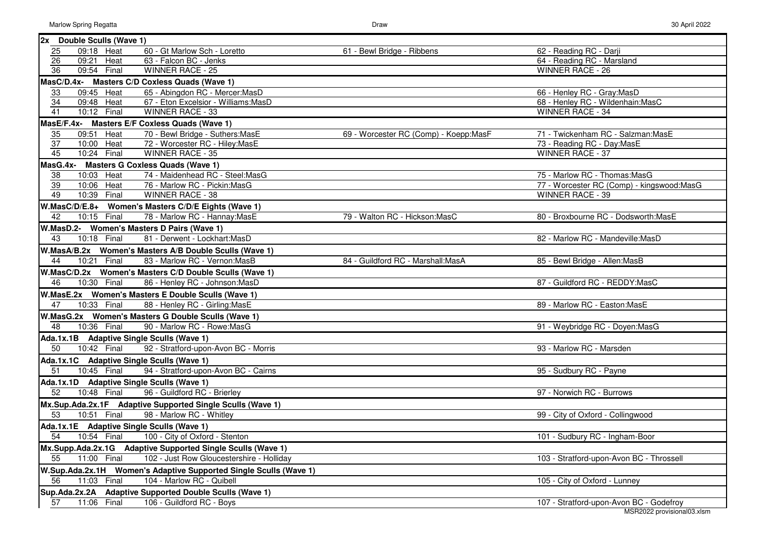| Race | Time | Type | Station 1 | Station 2 | Station 3 |
|---|---|---|---|---|---|
| **2x Double Sculls (Wave 1)** | | | | | |
| 25 | 09:18 | Heat | 60 - Gt Marlow Sch - Loretto | 61 - Bewl Bridge - Ribbens | 62 - Reading RC - Darji |
| 26 | 09:21 | Heat | 63 - Falcon BC - Jenks | | 64 - Reading RC - Marsland |
| 36 | 09:54 | Final | WINNER RACE - 25 | | WINNER RACE - 26 |
| **MasC/D.4x- Masters C/D Coxless Quads (Wave 1)** | | | | | |
| 33 | 09:45 | Heat | 65 - Abingdon RC - Mercer:MasD | | 66 - Henley RC - Gray:MasD |
| 34 | 09:48 | Heat | 67 - Eton Excelsior - Williams:MasD | | 68 - Henley RC - Wildenhain:MasC |
| 41 | 10:12 | Final | WINNER RACE - 33 | | WINNER RACE - 34 |
| **MasE/F.4x- Masters E/F Coxless Quads (Wave 1)** | | | | | |
| 35 | 09:51 | Heat | 70 - Bewl Bridge - Suthers:MasE | 69 - Worcester RC (Comp) - Koepp:MasF | 71 - Twickenham RC - Salzman:MasE |
| 37 | 10:00 | Heat | 72 - Worcester RC - Hiley:MasE | | 73 - Reading RC - Day:MasE |
| 45 | 10:24 | Final | WINNER RACE - 35 | | WINNER RACE - 37 |
| **MasG.4x- Masters G Coxless Quads (Wave 1)** | | | | | |
| 38 | 10:03 | Heat | 74 - Maidenhead RC - Steel:MasG | | 75 - Marlow RC - Thomas:MasG |
| 39 | 10:06 | Heat | 76 - Marlow RC - Pickin:MasG | | 77 - Worcester RC (Comp) - kingswood:MasG |
| 49 | 10:39 | Final | WINNER RACE - 38 | | WINNER RACE - 39 |
| **W.MasC/D/E.8+ Women's Masters C/D/E Eights (Wave 1)** | | | | | |
| 42 | 10:15 | Final | 78 - Marlow RC - Hannay:MasE | 79 - Walton RC - Hickson:MasC | 80 - Broxbourne RC - Dodsworth:MasE |
| **W.MasD.2- Women's Masters D Pairs (Wave 1)** | | | | | |
| 43 | 10:18 | Final | 81 - Derwent - Lockhart:MasD | | 82 - Marlow RC - Mandeville:MasD |
| **W.MasA/B.2x Women's Masters A/B Double Sculls (Wave 1)** | | | | | |
| 44 | 10:21 | Final | 83 - Marlow RC - Vernon:MasB | 84 - Guildford RC - Marshall:MasA | 85 - Bewl Bridge - Allen:MasB |
| **W.MasC/D.2x Women's Masters C/D Double Sculls (Wave 1)** | | | | | |
| 46 | 10:30 | Final | 86 - Henley RC - Johnson:MasD | | 87 - Guildford RC - REDDY:MasC |
| **W.MasE.2x Women's Masters E Double Sculls (Wave 1)** | | | | | |
| 47 | 10:33 | Final | 88 - Henley RC - Girling:MasE | | 89 - Marlow RC - Easton:MasE |
| **W.MasG.2x Women's Masters G Double Sculls (Wave 1)** | | | | | |
| 48 | 10:36 | Final | 90 - Marlow RC - Rowe:MasG | | 91 - Weybridge RC - Doyen:MasG |
| **Ada.1x.1B Adaptive Single Sculls (Wave 1)** | | | | | |
| 50 | 10:42 | Final | 92 - Stratford-upon-Avon BC - Morris | | 93 - Marlow RC - Marsden |
| **Ada.1x.1C Adaptive Single Sculls (Wave 1)** | | | | | |
| 51 | 10:45 | Final | 94 - Stratford-upon-Avon BC - Cairns | | 95 - Sudbury RC - Payne |
| **Ada.1x.1D Adaptive Single Sculls (Wave 1)** | | | | | |
| 52 | 10:48 | Final | 96 - Guildford RC - Brierley | | 97 - Norwich RC - Burrows |
| **Mx.Sup.Ada.2x.1F Adaptive Supported Single Sculls (Wave 1)** | | | | | |
| 53 | 10:51 | Final | 98 - Marlow RC - Whitley | | 99 - City of Oxford - Collingwood |
| **Ada.1x.1E Adaptive Single Sculls (Wave 1)** | | | | | |
| 54 | 10:54 | Final | 100 - City of Oxford - Stenton | | 101 - Sudbury RC - Ingham-Boor |
| **Mx.Supp.Ada.2x.1G Adaptive Supported Single Sculls (Wave 1)** | | | | | |
| 55 | 11:00 | Final | 102 - Just Row Gloucestershire - Holliday | | 103 - Stratford-upon-Avon BC - Throssell |
| **W.Sup.Ada.2x.1H Women's Adaptive Supported Single Sculls (Wave 1)** | | | | | |
| 56 | 11:03 | Final | 104 - Marlow RC - Quibell | | 105 - City of Oxford - Lunney |
| **Sup.Ada.2x.2A Adaptive Supported Double Sculls (Wave 1)** | | | | | |
| 57 | 11:06 | Final | 106 - Guildford RC - Boys | | 107 - Stratford-upon-Avon BC - Godefroy |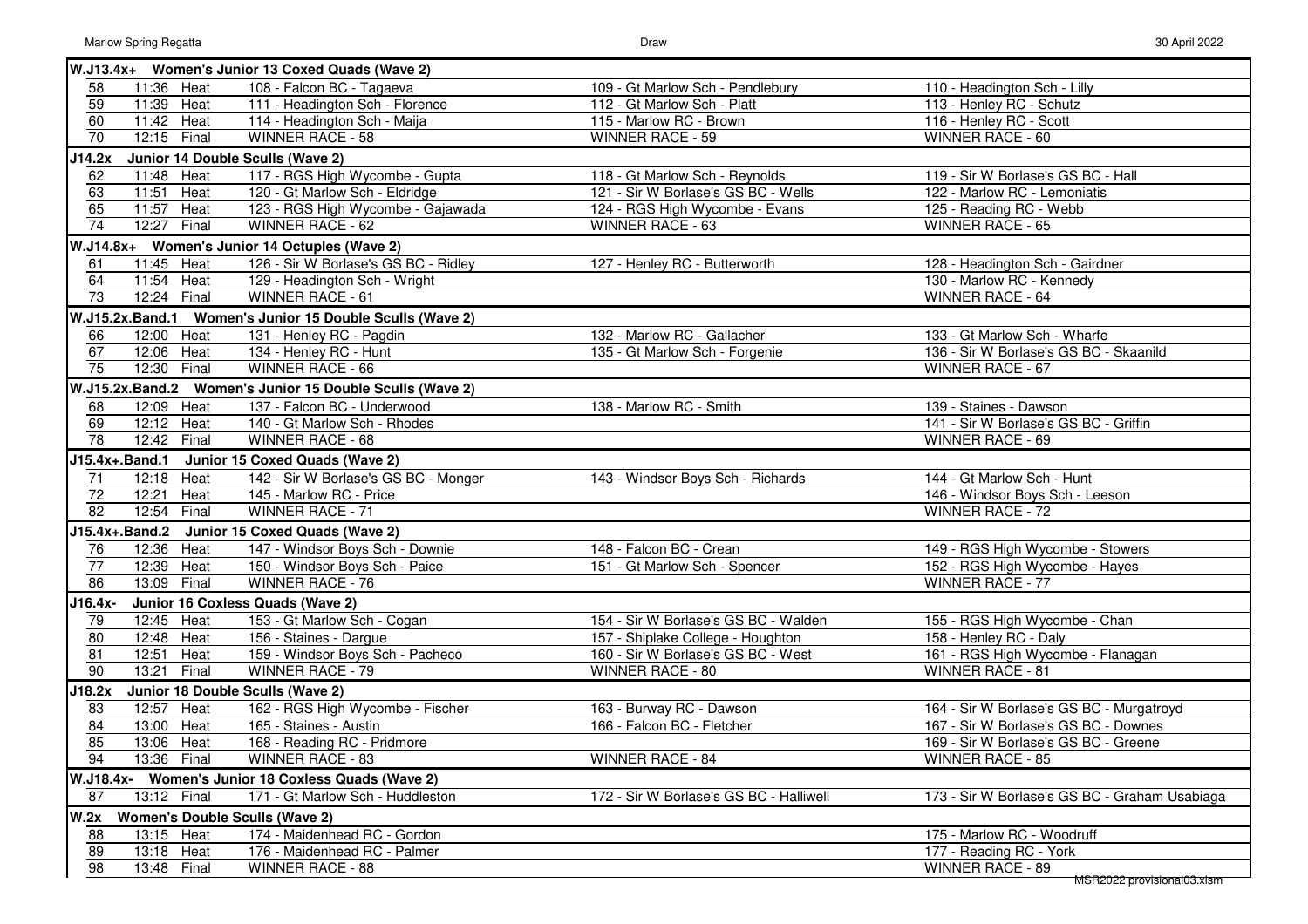| Race | Time | Type | Lane 1 | Lane 2 | Lane 3 |
|---|---|---|---|---|---|
| **W.J13.4x+** | **Women's Junior 13 Coxed Quads (Wave 2)** | | | | |
| 58 | 11:36 | Heat | 108 - Falcon BC - Tagaeva | 109 - Gt Marlow Sch - Pendlebury | 110 - Headington Sch - Lilly |
| 59 | 11:39 | Heat | 111 - Headington Sch - Florence | 112 - Gt Marlow Sch - Platt | 113 - Henley RC - Schutz |
| 60 | 11:42 | Heat | 114 - Headington Sch - Maija | 115 - Marlow RC - Brown | 116 - Henley RC - Scott |
| 70 | 12:15 | Final | WINNER RACE - 58 | WINNER RACE - 59 | WINNER RACE - 60 |
| **J14.2x** | **Junior 14 Double Sculls (Wave 2)** | | | | |
| 62 | 11:48 | Heat | 117 - RGS High Wycombe - Gupta | 118 - Gt Marlow Sch - Reynolds | 119 - Sir W Borlase's GS BC - Hall |
| 63 | 11:51 | Heat | 120 - Gt Marlow Sch - Eldridge | 121 - Sir W Borlase's GS BC - Wells | 122 - Marlow RC - Lemoniatis |
| 65 | 11:57 | Heat | 123 - RGS High Wycombe - Gajawada | 124 - RGS High Wycombe - Evans | 125 - Reading RC - Webb |
| 74 | 12:27 | Final | WINNER RACE - 62 | WINNER RACE - 63 | WINNER RACE - 65 |
| **W.J14.8x+** | **Women's Junior 14 Octuples (Wave 2)** | | | | |
| 61 | 11:45 | Heat | 126 - Sir W Borlase's GS BC - Ridley | 127 - Henley RC - Butterworth | 128 - Headington Sch - Gairdner |
| 64 | 11:54 | Heat | 129 - Headington Sch - Wright | | 130 - Marlow RC - Kennedy |
| 73 | 12:24 | Final | WINNER RACE - 61 | | WINNER RACE - 64 |
| **W.J15.2x.Band.1** | **Women's Junior 15 Double Sculls (Wave 2)** | | | | |
| 66 | 12:00 | Heat | 131 - Henley RC - Pagdin | 132 - Marlow RC - Gallacher | 133 - Gt Marlow Sch - Wharfe |
| 67 | 12:06 | Heat | 134 - Henley RC - Hunt | 135 - Gt Marlow Sch - Forgenie | 136 - Sir W Borlase's GS BC - Skaanild |
| 75 | 12:30 | Final | WINNER RACE - 66 | | WINNER RACE - 67 |
| **W.J15.2x.Band.2** | **Women's Junior 15 Double Sculls (Wave 2)** | | | | |
| 68 | 12:09 | Heat | 137 - Falcon BC - Underwood | 138 - Marlow RC - Smith | 139 - Staines - Dawson |
| 69 | 12:12 | Heat | 140 - Gt Marlow Sch - Rhodes | | 141 - Sir W Borlase's GS BC - Griffin |
| 78 | 12:42 | Final | WINNER RACE - 68 | | WINNER RACE - 69 |
| **J15.4x+.Band.1** | **Junior 15 Coxed Quads (Wave 2)** | | | | |
| 71 | 12:18 | Heat | 142 - Sir W Borlase's GS BC - Monger | 143 - Windsor Boys Sch - Richards | 144 - Gt Marlow Sch - Hunt |
| 72 | 12:21 | Heat | 145 - Marlow RC - Price | | 146 - Windsor Boys Sch - Leeson |
| 82 | 12:54 | Final | WINNER RACE - 71 | | WINNER RACE - 72 |
| **J15.4x+.Band.2** | **Junior 15 Coxed Quads (Wave 2)** | | | | |
| 76 | 12:36 | Heat | 147 - Windsor Boys Sch - Downie | 148 - Falcon BC - Crean | 149 - RGS High Wycombe - Stowers |
| 77 | 12:39 | Heat | 150 - Windsor Boys Sch - Paice | 151 - Gt Marlow Sch - Spencer | 152 - RGS High Wycombe - Hayes |
| 86 | 13:09 | Final | WINNER RACE - 76 | | WINNER RACE - 77 |
| **J16.4x-** | **Junior 16 Coxless Quads (Wave 2)** | | | | |
| 79 | 12:45 | Heat | 153 - Gt Marlow Sch - Cogan | 154 - Sir W Borlase's GS BC - Walden | 155 - RGS High Wycombe - Chan |
| 80 | 12:48 | Heat | 156 - Staines - Dargue | 157 - Shiplake College - Houghton | 158 - Henley RC - Daly |
| 81 | 12:51 | Heat | 159 - Windsor Boys Sch - Pacheco | 160 - Sir W Borlase's GS BC - West | 161 - RGS High Wycombe - Flanagan |
| 90 | 13:21 | Final | WINNER RACE - 79 | WINNER RACE - 80 | WINNER RACE - 81 |
| **J18.2x** | **Junior 18 Double Sculls (Wave 2)** | | | | |
| 83 | 12:57 | Heat | 162 - RGS High Wycombe - Fischer | 163 - Burway RC - Dawson | 164 - Sir W Borlase's GS BC - Murgatroyd |
| 84 | 13:00 | Heat | 165 - Staines - Austin | 166 - Falcon BC - Fletcher | 167 - Sir W Borlase's GS BC - Downes |
| 85 | 13:06 | Heat | 168 - Reading RC - Pridmore | | 169 - Sir W Borlase's GS BC - Greene |
| 94 | 13:36 | Final | WINNER RACE - 83 | WINNER RACE - 84 | WINNER RACE - 85 |
| **W.J18.4x-** | **Women's Junior 18 Coxless Quads (Wave 2)** | | | | |
| 87 | 13:12 | Final | 171 - Gt Marlow Sch - Huddleston | 172 - Sir W Borlase's GS BC - Halliwell | 173 - Sir W Borlase's GS BC - Graham Usabiaga |
| **W.2x** | **Women's Double Sculls (Wave 2)** | | | | |
| 88 | 13:15 | Heat | 174 - Maidenhead RC - Gordon | | 175 - Marlow RC - Woodruff |
| 89 | 13:18 | Heat | 176 - Maidenhead RC - Palmer | | 177 - Reading RC - York |
| 98 | 13:48 | Final | WINNER RACE - 88 | | WINNER RACE - 89 |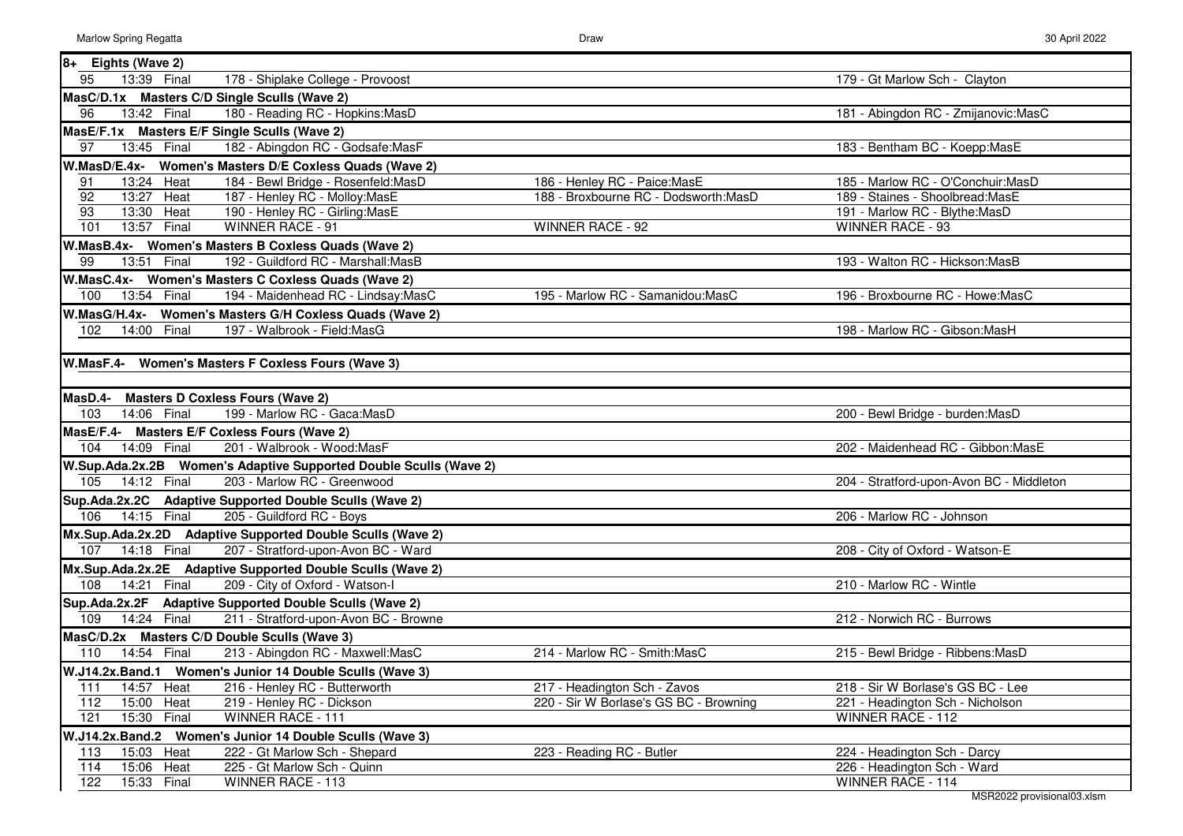| Race | Time | Stage | Lane | Lane | Lane |
|---|---|---|---|---|---|
| **8+ Eights (Wave 2)** | | | | | |
| 95 | 13:39 | Final | 178 - Shiplake College - Provoost | | 179 - Gt Marlow Sch - Clayton |
| **MasC/D.1x Masters C/D Single Sculls (Wave 2)** | | | | | |
| 96 | 13:42 | Final | 180 - Reading RC - Hopkins:MasD | | 181 - Abingdon RC - Zmijanovic:MasC |
| **MasE/F.1x Masters E/F Single Sculls (Wave 2)** | | | | | |
| 97 | 13:45 | Final | 182 - Abingdon RC - Godsafe:MasF | | 183 - Bentham BC - Koepp:MasE |
| **W.MasD/E.4x- Women's Masters D/E Coxless Quads (Wave 2)** | | | | | |
| 91 | 13:24 | Heat | 184 - Bewl Bridge - Rosenfeld:MasD | 186 - Henley RC - Paice:MasE | 185 - Marlow RC - O'Conchuir:MasD |
| 92 | 13:27 | Heat | 187 - Henley RC - Molloy:MasE | 188 - Broxbourne RC - Dodsworth:MasD | 189 - Staines - Shoolbread:MasE |
| 93 | 13:30 | Heat | 190 - Henley RC - Girling:MasE | | 191 - Marlow RC - Blythe:MasD |
| 101 | 13:57 | Final | WINNER RACE - 91 | WINNER RACE - 92 | WINNER RACE - 93 |
| **W.MasB.4x- Women's Masters B Coxless Quads (Wave 2)** | | | | | |
| 99 | 13:51 | Final | 192 - Guildford RC - Marshall:MasB | | 193 - Walton RC - Hickson:MasB |
| **W.MasC.4x- Women's Masters C Coxless Quads (Wave 2)** | | | | | |
| 100 | 13:54 | Final | 194 - Maidenhead RC - Lindsay:MasC | 195 - Marlow RC - Samanidou:MasC | 196 - Broxbourne RC - Howe:MasC |
| **W.MasG/H.4x- Women's Masters G/H Coxless Quads (Wave 2)** | | | | | |
| 102 | 14:00 | Final | 197 - Walbrook - Field:MasG | | 198 - Marlow RC - Gibson:MasH |
| **W.MasF.4- Women's Masters F Coxless Fours (Wave 3)** | | | | | |
| **MasD.4- Masters D Coxless Fours (Wave 2)** | | | | | |
| 103 | 14:06 | Final | 199 - Marlow RC - Gaca:MasD | | 200 - Bewl Bridge - burden:MasD |
| **MasE/F.4- Masters E/F Coxless Fours (Wave 2)** | | | | | |
| 104 | 14:09 | Final | 201 - Walbrook - Wood:MasF | | 202 - Maidenhead RC - Gibbon:MasE |
| **W.Sup.Ada.2x.2B Women's Adaptive Supported Double Sculls (Wave 2)** | | | | | |
| 105 | 14:12 | Final | 203 - Marlow RC - Greenwood | | 204 - Stratford-upon-Avon BC - Middleton |
| **Sup.Ada.2x.2C Adaptive Supported Double Sculls (Wave 2)** | | | | | |
| 106 | 14:15 | Final | 205 - Guildford RC - Boys | | 206 - Marlow RC - Johnson |
| **Mx.Sup.Ada.2x.2D Adaptive Supported Double Sculls (Wave 2)** | | | | | |
| 107 | 14:18 | Final | 207 - Stratford-upon-Avon BC - Ward | | 208 - City of Oxford - Watson-E |
| **Mx.Sup.Ada.2x.2E Adaptive Supported Double Sculls (Wave 2)** | | | | | |
| 108 | 14:21 | Final | 209 - City of Oxford - Watson-I | | 210 - Marlow RC - Wintle |
| **Sup.Ada.2x.2F Adaptive Supported Double Sculls (Wave 2)** | | | | | |
| 109 | 14:24 | Final | 211 - Stratford-upon-Avon BC - Browne | | 212 - Norwich RC - Burrows |
| **MasC/D.2x Masters C/D Double Sculls (Wave 3)** | | | | | |
| 110 | 14:54 | Final | 213 - Abingdon RC - Maxwell:MasC | 214 - Marlow RC - Smith:MasC | 215 - Bewl Bridge - Ribbens:MasD |
| **W.J14.2x.Band.1 Women's Junior 14 Double Sculls (Wave 3)** | | | | | |
| 111 | 14:57 | Heat | 216 - Henley RC - Butterworth | 217 - Headington Sch - Zavos | 218 - Sir W Borlase's GS BC - Lee |
| 112 | 15:00 | Heat | 219 - Henley RC - Dickson | 220 - Sir W Borlase's GS BC - Browning | 221 - Headington Sch - Nicholson |
| 121 | 15:30 | Final | WINNER RACE - 111 | | WINNER RACE - 112 |
| **W.J14.2x.Band.2 Women's Junior 14 Double Sculls (Wave 3)** | | | | | |
| 113 | 15:03 | Heat | 222 - Gt Marlow Sch - Shepard | 223 - Reading RC - Butler | 224 - Headington Sch - Darcy |
| 114 | 15:06 | Heat | 225 - Gt Marlow Sch - Quinn | | 226 - Headington Sch - Ward |
| 122 | 15:33 | Final | WINNER RACE - 113 | | WINNER RACE - 114 |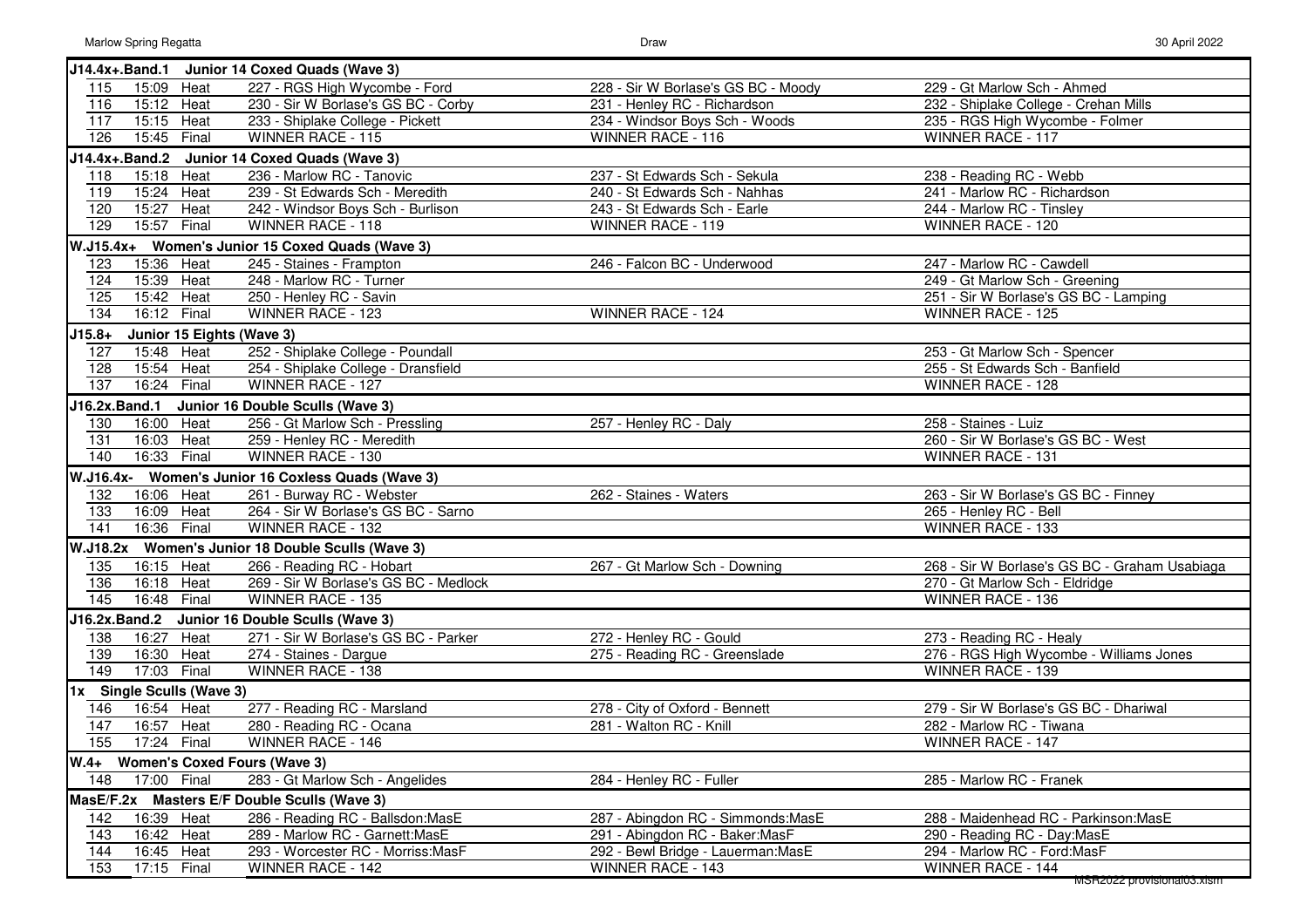| Race | Time | Type | Lane 1 | Lane 2 | Lane 3 |
|---|---|---|---|---|---|
| **J14.4x+.Band.1** | **Junior 14 Coxed Quads (Wave 3)** | | | | |
| 115 | 15:09 | Heat | 227 - RGS High Wycombe - Ford | 228 - Sir W Borlase's GS BC - Moody | 229 - Gt Marlow Sch - Ahmed |
| 116 | 15:12 | Heat | 230 - Sir W Borlase's GS BC - Corby | 231 - Henley RC - Richardson | 232 - Shiplake College - Crehan Mills |
| 117 | 15:15 | Heat | 233 - Shiplake College - Pickett | 234 - Windsor Boys Sch - Woods | 235 - RGS High Wycombe - Folmer |
| 126 | 15:45 | Final | WINNER RACE - 115 | WINNER RACE - 116 | WINNER RACE - 117 |
| **J14.4x+.Band.2** | **Junior 14 Coxed Quads (Wave 3)** | | | | |
| 118 | 15:18 | Heat | 236 - Marlow RC - Tanovic | 237 - St Edwards Sch - Sekula | 238 - Reading RC - Webb |
| 119 | 15:24 | Heat | 239 - St Edwards Sch - Meredith | 240 - St Edwards Sch - Nahhas | 241 - Marlow RC - Richardson |
| 120 | 15:27 | Heat | 242 - Windsor Boys Sch - Burlison | 243 - St Edwards Sch - Earle | 244 - Marlow RC - Tinsley |
| 129 | 15:57 | Final | WINNER RACE - 118 | WINNER RACE - 119 | WINNER RACE - 120 |
| **W.J15.4x+** | **Women's Junior 15 Coxed Quads (Wave 3)** | | | | |
| 123 | 15:36 | Heat | 245 - Staines - Frampton | 246 - Falcon BC - Underwood | 247 - Marlow RC - Cawdell |
| 124 | 15:39 | Heat | 248 - Marlow RC - Turner | | 249 - Gt Marlow Sch - Greening |
| 125 | 15:42 | Heat | 250 - Henley RC - Savin | | 251 - Sir W Borlase's GS BC - Lamping |
| 134 | 16:12 | Final | WINNER RACE - 123 | WINNER RACE - 124 | WINNER RACE - 125 |
| **J15.8+** | **Junior 15 Eights (Wave 3)** | | | | |
| 127 | 15:48 | Heat | 252 - Shiplake College - Poundall | | 253 - Gt Marlow Sch - Spencer |
| 128 | 15:54 | Heat | 254 - Shiplake College - Dransfield | | 255 - St Edwards Sch - Banfield |
| 137 | 16:24 | Final | WINNER RACE - 127 | | WINNER RACE - 128 |
| **J16.2x.Band.1** | **Junior 16 Double Sculls (Wave 3)** | | | | |
| 130 | 16:00 | Heat | 256 - Gt Marlow Sch - Pressling | 257 - Henley RC - Daly | 258 - Staines - Luiz |
| 131 | 16:03 | Heat | 259 - Henley RC - Meredith | | 260 - Sir W Borlase's GS BC - West |
| 140 | 16:33 | Final | WINNER RACE - 130 | | WINNER RACE - 131 |
| **W.J16.4x-** | **Women's Junior 16 Coxless Quads (Wave 3)** | | | | |
| 132 | 16:06 | Heat | 261 - Burway RC - Webster | 262 - Staines - Waters | 263 - Sir W Borlase's GS BC - Finney |
| 133 | 16:09 | Heat | 264 - Sir W Borlase's GS BC - Sarno | | 265 - Henley RC - Bell |
| 141 | 16:36 | Final | WINNER RACE - 132 | | WINNER RACE - 133 |
| **W.J18.2x** | **Women's Junior 18 Double Sculls (Wave 3)** | | | | |
| 135 | 16:15 | Heat | 266 - Reading RC - Hobart | 267 - Gt Marlow Sch - Downing | 268 - Sir W Borlase's GS BC - Graham Usabiaga |
| 136 | 16:18 | Heat | 269 - Sir W Borlase's GS BC - Medlock | | 270 - Gt Marlow Sch - Eldridge |
| 145 | 16:48 | Final | WINNER RACE - 135 | | WINNER RACE - 136 |
| **J16.2x.Band.2** | **Junior 16 Double Sculls (Wave 3)** | | | | |
| 138 | 16:27 | Heat | 271 - Sir W Borlase's GS BC - Parker | 272 - Henley RC - Gould | 273 - Reading RC - Healy |
| 139 | 16:30 | Heat | 274 - Staines - Dargue | 275 - Reading RC - Greenslade | 276 - RGS High Wycombe - Williams Jones |
| 149 | 17:03 | Final | WINNER RACE - 138 | | WINNER RACE - 139 |
| **1x** | **Single Sculls (Wave 3)** | | | | |
| 146 | 16:54 | Heat | 277 - Reading RC - Marsland | 278 - City of Oxford - Bennett | 279 - Sir W Borlase's GS BC - Dhariwal |
| 147 | 16:57 | Heat | 280 - Reading RC - Ocana | 281 - Walton RC - Knill | 282 - Marlow RC - Tiwana |
| 155 | 17:24 | Final | WINNER RACE - 146 | | WINNER RACE - 147 |
| **W.4+** | **Women's Coxed Fours (Wave 3)** | | | | |
| 148 | 17:00 | Final | 283 - Gt Marlow Sch - Angelides | 284 - Henley RC - Fuller | 285 - Marlow RC - Franek |
| **MasE/F.2x** | **Masters E/F Double Sculls (Wave 3)** | | | | |
| 142 | 16:39 | Heat | 286 - Reading RC - Ballsdon:MasE | 287 - Abingdon RC - Simmonds:MasE | 288 - Maidenhead RC - Parkinson:MasE |
| 143 | 16:42 | Heat | 289 - Marlow RC - Garnett:MasE | 291 - Abingdon RC - Baker:MasF | 290 - Reading RC - Day:MasE |
| 144 | 16:45 | Heat | 293 - Worcester RC - Morriss:MasF | 292 - Bewl Bridge - Lauerman:MasE | 294 - Marlow RC - Ford:MasF |
| 153 | 17:15 | Final | WINNER RACE - 142 | WINNER RACE - 143 | WINNER RACE - 144 |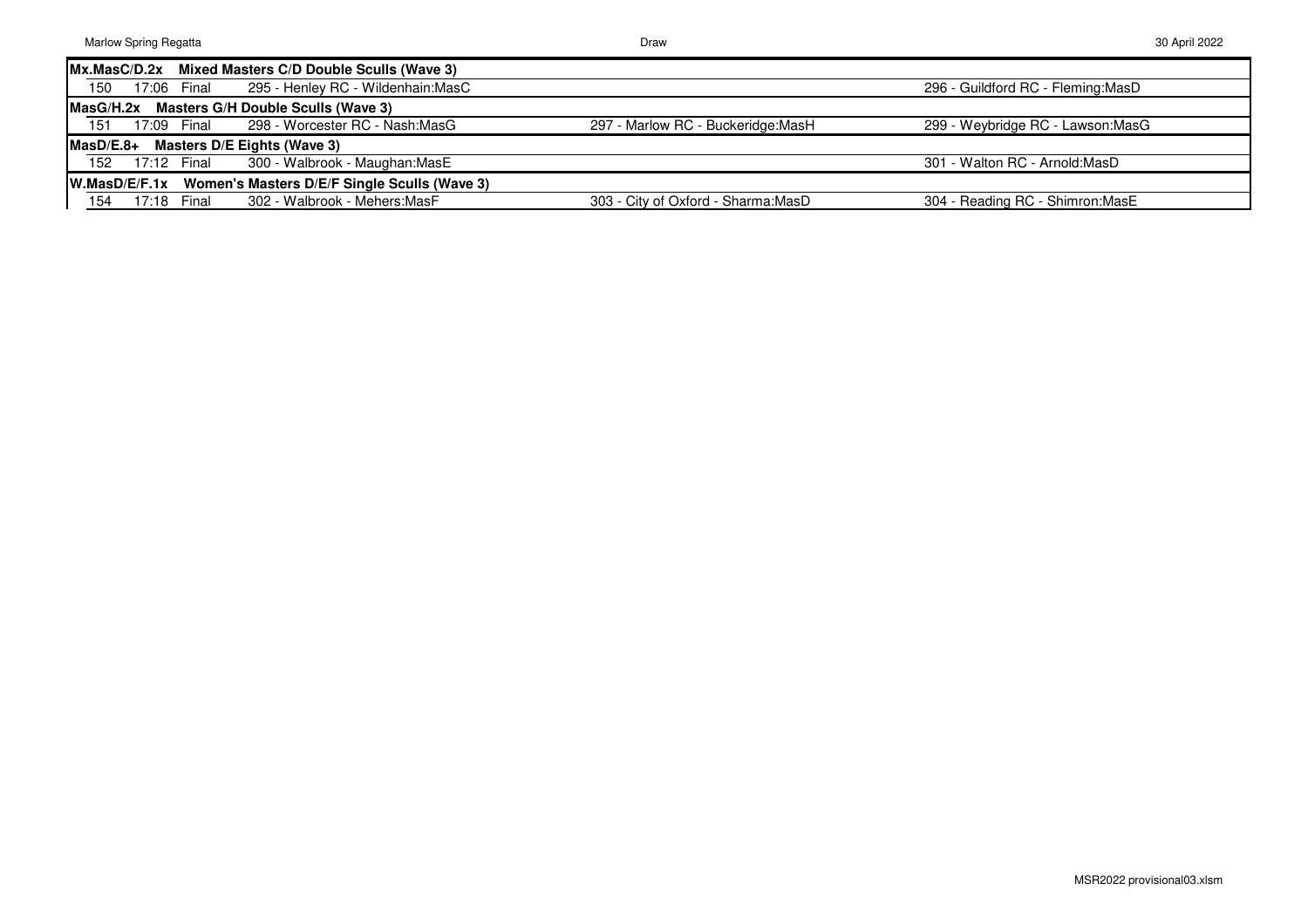| | | | | | |
|---|---|---|---|---|---|
| **Mx.MasC/D.2x** | **Mixed Masters C/D Double Sculls (Wave 3)** | | | | |
| 150 | 17:06 | Final | 295 - Henley RC - Wildenhain:MasC | | 296 - Guildford RC - Fleming:MasD |
| **MasG/H.2x** | **Masters G/H Double Sculls (Wave 3)** | | | | |
| 151 | 17:09 | Final | 298 - Worcester RC - Nash:MasG | 297 - Marlow RC - Buckeridge:MasH | 299 - Weybridge RC - Lawson:MasG |
| **MasD/E.8+** | **Masters D/E Eights (Wave 3)** | | | | |
| 152 | 17:12 | Final | 300 - Walbrook - Maughan:MasE | | 301 - Walton RC - Arnold:MasD |
| **W.MasD/E/F.1x** | **Women's Masters D/E/F Single Sculls (Wave 3)** | | | | |
| 154 | 17:18 | Final | 302 - Walbrook - Mehers:MasF | 303 - City of Oxford - Sharma:MasD | 304 - Reading RC - Shimron:MasE |